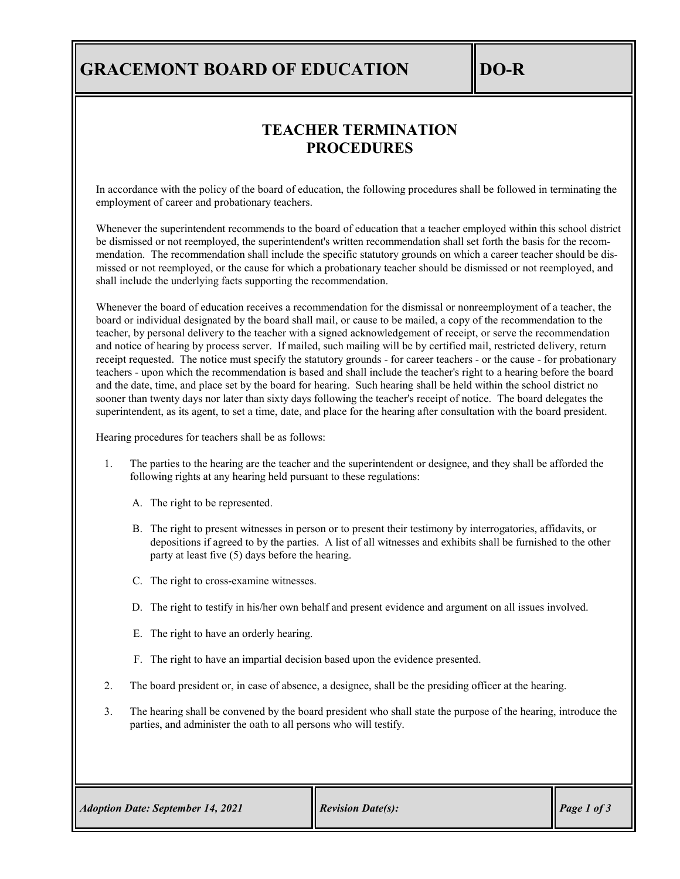# GRACEMONT BOARD OF EDUCATION

**DO-R**

## TEACHER TERMINATION PROCEDURES

In accordance with the policy of the board of education, the following procedures shall be followed in terminating the employment of career and probationary teachers.

Whenever the superintendent recommends to the board of education that a teacher employed within this school district be dismissed or not reemployed, the superintendent's written recommendation shall set forth the basis for the recommendation. The recommendation shall include the specific statutory grounds on which a career teacher should be dismissed or not reemployed, or the cause for which a probationary teacher should be dismissed or not reemployed, and shall include the underlying facts supporting the recommendation.

Whenever the board of education receives a recommendation for the dismissal or nonreemployment of a teacher, the board or individual designated by the board shall mail, or cause to be mailed, a copy of the recommendation to the teacher, by personal delivery to the teacher with a signed acknowledgement of receipt, or serve the recommendation and notice of hearing by process server. If mailed, such mailing will be by certified mail, restricted delivery, return receipt requested. The notice must specify the statutory grounds - for career teachers - or the cause - for probationary teachers - upon which the recommendation is based and shall include the teacher's right to a hearing before the board and the date, time, and place set by the board for hearing. Such hearing shall be held within the school district no sooner than twenty days nor later than sixty days following the teacher's receipt of notice. The board delegates the superintendent, as its agent, to set a time, date, and place for the hearing after consultation with the board president.

Hearing procedures for teachers shall be as follows:

1. The parties to the hearing are the teacher and the superintendent or designee, and they shall be afforded the following rights at any hearing held pursuant to these regulations:

   A. The right to be represented.

   B. The right to present witnesses in person or to present their testimony by interrogatories, affidavits, or depositions if agreed to by the parties. A list of all witnesses and exhibits shall be furnished to the other party at least five (5) days before the hearing.

   C. The right to cross-examine witnesses.

   D. The right to testify in his/her own behalf and present evidence and argument on all issues involved.

   E. The right to have an orderly hearing.

   F. The right to have an impartial decision based upon the evidence presented.

2. The board president or, in case of absence, a designee, shall be the presiding officer at the hearing.

3. The hearing shall be convened by the board president who shall state the purpose of the hearing, introduce the parties, and administer the oath to all persons who will testify.

*Adoption Date: September 14, 2021* | *Revision Date(s):*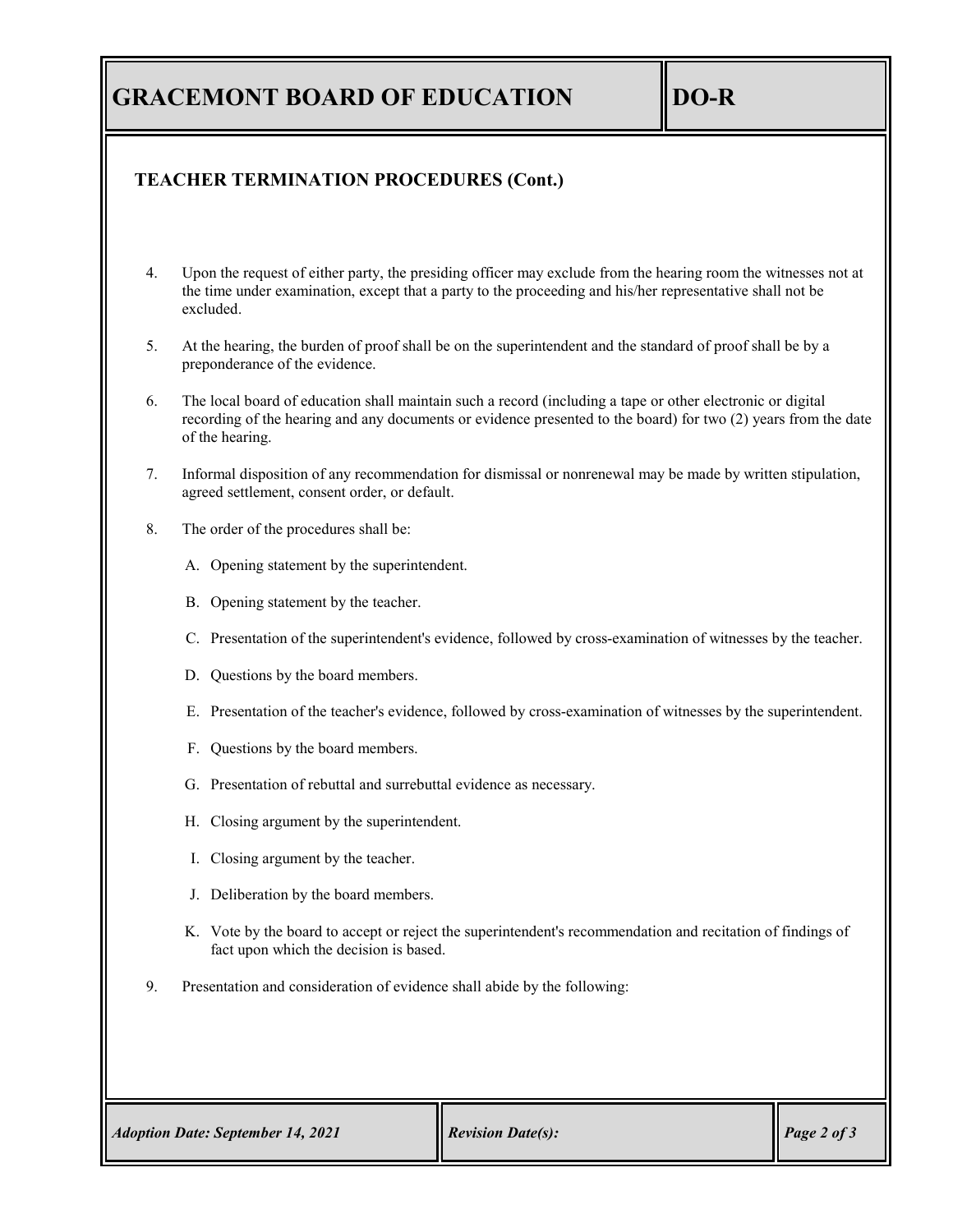## TEACHER TERMINATION PROCEDURES (Cont.)

4. Upon the request of either party, the presiding officer may exclude from the hearing room the witnesses not at the time under examination, except that a party to the proceeding and his/her representative shall not be excluded.

5. At the hearing, the burden of proof shall be on the superintendent and the standard of proof shall be by a preponderance of the evidence.

6. The local board of education shall maintain such a record (including a tape or other electronic or digital recording of the hearing and any documents or evidence presented to the board) for two (2) years from the date of the hearing.

7. Informal disposition of any recommendation for dismissal or nonrenewal may be made by written stipulation, agreed settlement, consent order, or default.

8. The order of the procedures shall be:

   A. Opening statement by the superintendent.

   B. Opening statement by the teacher.

   C. Presentation of the superintendent's evidence, followed by cross-examination of witnesses by the teacher.

   D. Questions by the board members.

   E. Presentation of the teacher's evidence, followed by cross-examination of witnesses by the superintendent.

   F. Questions by the board members.

   G. Presentation of rebuttal and surrebuttal evidence as necessary.

   H. Closing argument by the superintendent.

   I. Closing argument by the teacher.

   J. Deliberation by the board members.

   K. Vote by the board to accept or reject the superintendent's recommendation and recitation of findings of fact upon which the decision is based.

9. Presentation and consideration of evidence shall abide by the following: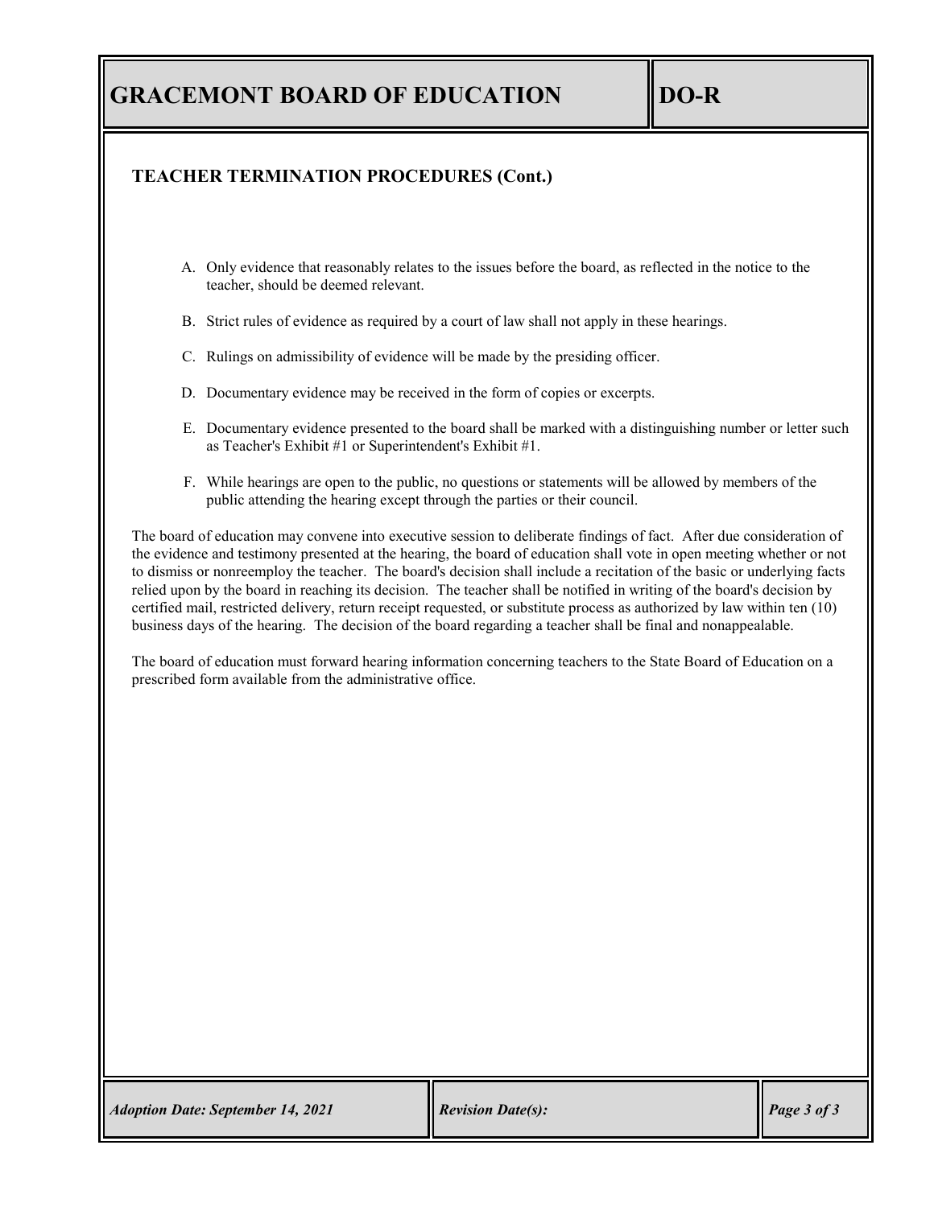## TEACHER TERMINATION PROCEDURES (Cont.)

A. Only evidence that reasonably relates to the issues before the board, as reflected in the notice to the teacher, should be deemed relevant.

B. Strict rules of evidence as required by a court of law shall not apply in these hearings.

C. Rulings on admissibility of evidence will be made by the presiding officer.

D. Documentary evidence may be received in the form of copies or excerpts.

E. Documentary evidence presented to the board shall be marked with a distinguishing number or letter such as Teacher's Exhibit #1 or Superintendent's Exhibit #1.

F. While hearings are open to the public, no questions or statements will be allowed by members of the public attending the hearing except through the parties or their council.

The board of education may convene into executive session to deliberate findings of fact. After due consideration of the evidence and testimony presented at the hearing, the board of education shall vote in open meeting whether or not to dismiss or nonreemploy the teacher. The board's decision shall include a recitation of the basic or underlying facts relied upon by the board in reaching its decision. The teacher shall be notified in writing of the board's decision by certified mail, restricted delivery, return receipt requested, or substitute process as authorized by law within ten (10) business days of the hearing. The decision of the board regarding a teacher shall be final and nonappealable.

The board of education must forward hearing information concerning teachers to the State Board of Education on a prescribed form available from the administrative office.